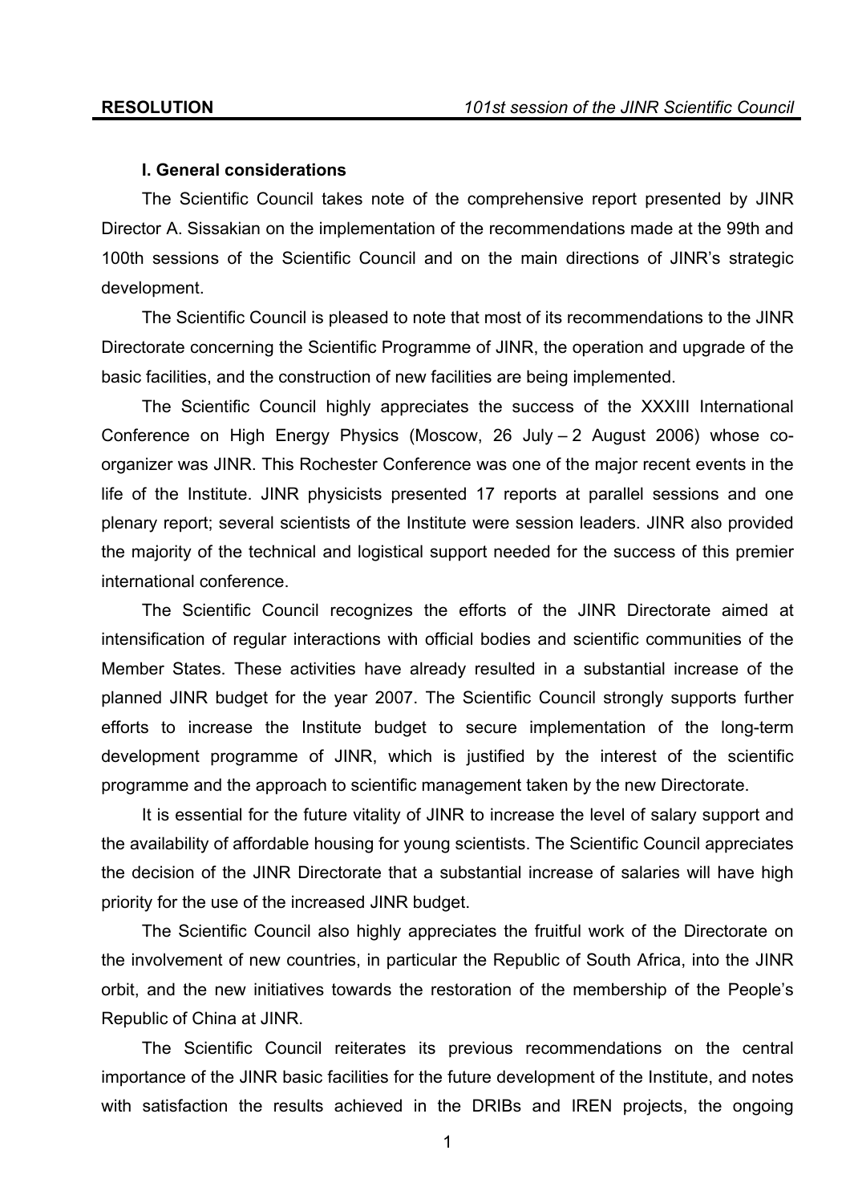## I. General considerations

The Scientific Council takes note of the comprehensive report presented by JINR Director A. Sissakian on the implementation of the recommendations made at the 99th and 100th sessions of the Scientific Council and on the main directions of JINR's strategic development.

The Scientific Council is pleased to note that most of its recommendations to the JINR Directorate concerning the Scientific Programme of JINR, the operation and upgrade of the basic facilities, and the construction of new facilities are being implemented.

The Scientific Council highly appreciates the success of the XXXIII International Conference on High Energy Physics (Moscow, 26 July – 2 August 2006) whose co-organizer was JINR. This Rochester Conference was one of the major recent events in the life of the Institute. JINR physicists presented 17 reports at parallel sessions and one plenary report; several scientists of the Institute were session leaders. JINR also provided the majority of the technical and logistical support needed for the success of this premier international conference.

The Scientific Council recognizes the efforts of the JINR Directorate aimed at intensification of regular interactions with official bodies and scientific communities of the Member States. These activities have already resulted in a substantial increase of the planned JINR budget for the year 2007. The Scientific Council strongly supports further efforts to increase the Institute budget to secure implementation of the long-term development programme of JINR, which is justified by the interest of the scientific programme and the approach to scientific management taken by the new Directorate.

It is essential for the future vitality of JINR to increase the level of salary support and the availability of affordable housing for young scientists. The Scientific Council appreciates the decision of the JINR Directorate that a substantial increase of salaries will have high priority for the use of the increased JINR budget.

The Scientific Council also highly appreciates the fruitful work of the Directorate on the involvement of new countries, in particular the Republic of South Africa, into the JINR orbit, and the new initiatives towards the restoration of the membership of the People's Republic of China at JINR.

The Scientific Council reiterates its previous recommendations on the central importance of the JINR basic facilities for the future development of the Institute, and notes with satisfaction the results achieved in the DRIBs and IREN projects, the ongoing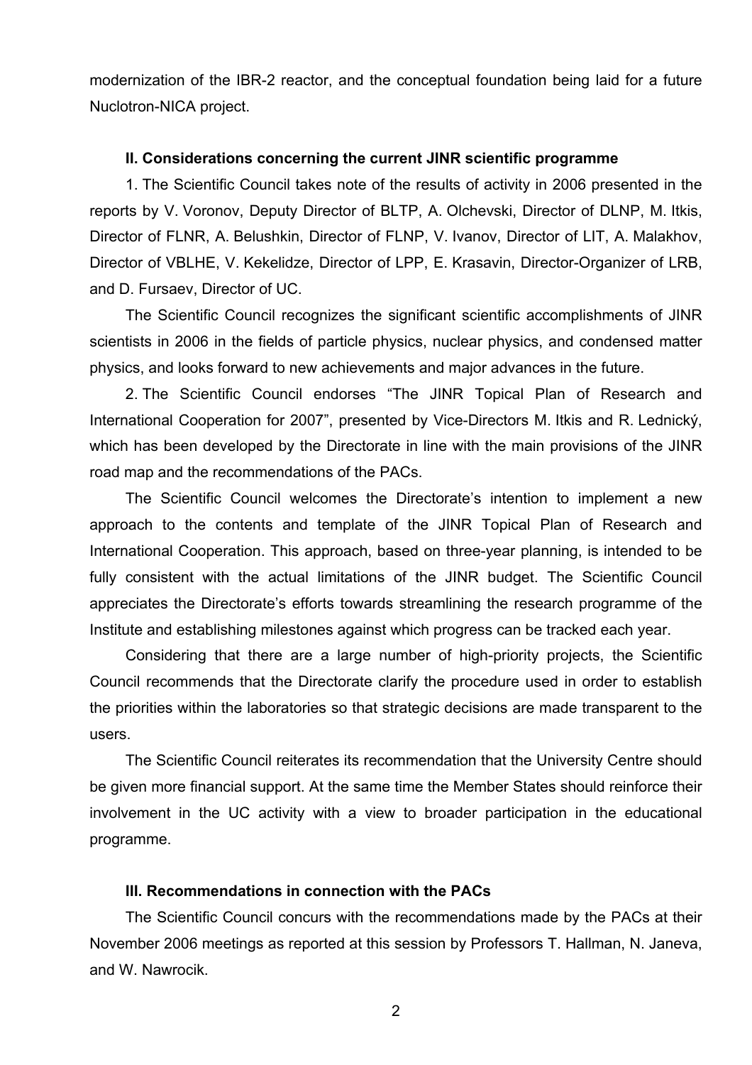modernization of the IBR-2 reactor, and the conceptual foundation being laid for a future Nuclotron-NICA project.

### II. Considerations concerning the current JINR scientific programme

1. The Scientific Council takes note of the results of activity in 2006 presented in the reports by V. Voronov, Deputy Director of BLTP, A. Olchevski, Director of DLNP, M. Itkis, Director of FLNR, A. Belushkin, Director of FLNP, V. Ivanov, Director of LIT, A. Malakhov, Director of VBLHE, V. Kekelidze, Director of LPP, E. Krasavin, Director-Organizer of LRB, and D. Fursaev, Director of UC.

The Scientific Council recognizes the significant scientific accomplishments of JINR scientists in 2006 in the fields of particle physics, nuclear physics, and condensed matter physics, and looks forward to new achievements and major advances in the future.

2. The Scientific Council endorses "The JINR Topical Plan of Research and International Cooperation for 2007", presented by Vice-Directors M. Itkis and R. Lednický, which has been developed by the Directorate in line with the main provisions of the JINR road map and the recommendations of the PACs.

The Scientific Council welcomes the Directorate's intention to implement a new approach to the contents and template of the JINR Topical Plan of Research and International Cooperation. This approach, based on three-year planning, is intended to be fully consistent with the actual limitations of the JINR budget. The Scientific Council appreciates the Directorate's efforts towards streamlining the research programme of the Institute and establishing milestones against which progress can be tracked each year.

Considering that there are a large number of high-priority projects, the Scientific Council recommends that the Directorate clarify the procedure used in order to establish the priorities within the laboratories so that strategic decisions are made transparent to the users.

The Scientific Council reiterates its recommendation that the University Centre should be given more financial support. At the same time the Member States should reinforce their involvement in the UC activity with a view to broader participation in the educational programme.

### III. Recommendations in connection with the PACs

The Scientific Council concurs with the recommendations made by the PACs at their November 2006 meetings as reported at this session by Professors T. Hallman, N. Janeva, and W. Nawrocik.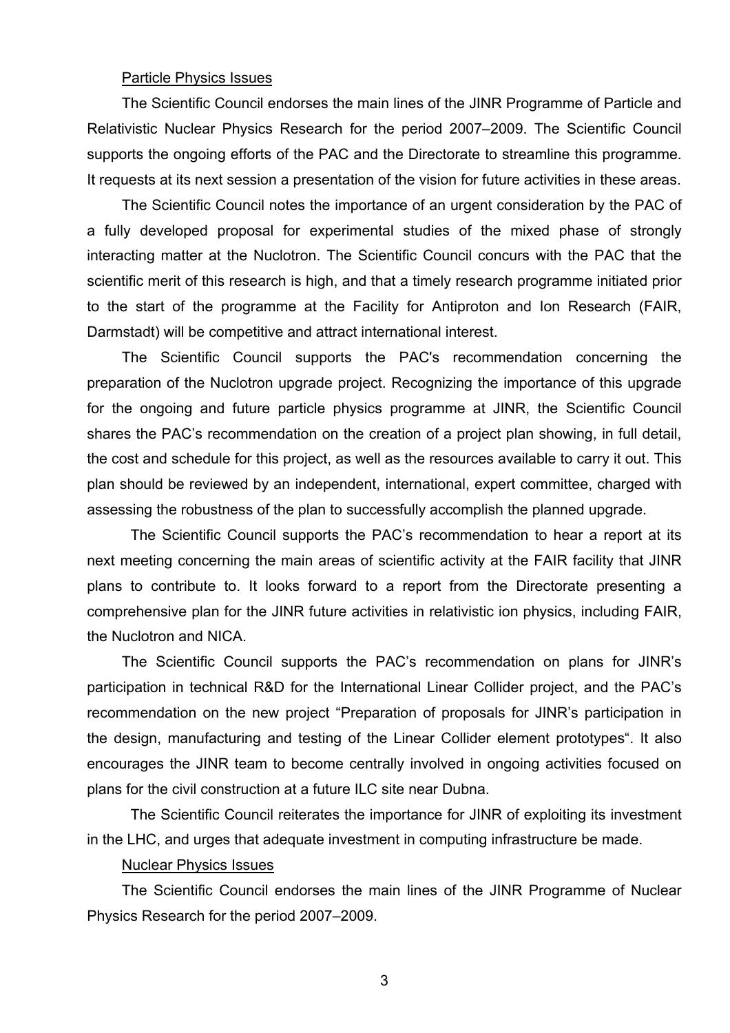## Particle Physics Issues

The Scientific Council endorses the main lines of the JINR Programme of Particle and Relativistic Nuclear Physics Research for the period 2007–2009. The Scientific Council supports the ongoing efforts of the PAC and the Directorate to streamline this programme. It requests at its next session a presentation of the vision for future activities in these areas.

The Scientific Council notes the importance of an urgent consideration by the PAC of a fully developed proposal for experimental studies of the mixed phase of strongly interacting matter at the Nuclotron. The Scientific Council concurs with the PAC that the scientific merit of this research is high, and that a timely research programme initiated prior to the start of the programme at the Facility for Antiproton and Ion Research (FAIR, Darmstadt) will be competitive and attract international interest.

The Scientific Council supports the PAC's recommendation concerning the preparation of the Nuclotron upgrade project. Recognizing the importance of this upgrade for the ongoing and future particle physics programme at JINR, the Scientific Council shares the PAC's recommendation on the creation of a project plan showing, in full detail, the cost and schedule for this project, as well as the resources available to carry it out. This plan should be reviewed by an independent, international, expert committee, charged with assessing the robustness of the plan to successfully accomplish the planned upgrade.

The Scientific Council supports the PAC's recommendation to hear a report at its next meeting concerning the main areas of scientific activity at the FAIR facility that JINR plans to contribute to. It looks forward to a report from the Directorate presenting a comprehensive plan for the JINR future activities in relativistic ion physics, including FAIR, the Nuclotron and NICA.

The Scientific Council supports the PAC's recommendation on plans for JINR's participation in technical R&D for the International Linear Collider project, and the PAC's recommendation on the new project "Preparation of proposals for JINR's participation in the design, manufacturing and testing of the Linear Collider element prototypes". It also encourages the JINR team to become centrally involved in ongoing activities focused on plans for the civil construction at a future ILC site near Dubna.

The Scientific Council reiterates the importance for JINR of exploiting its investment in the LHC, and urges that adequate investment in computing infrastructure be made.

## Nuclear Physics Issues

The Scientific Council endorses the main lines of the JINR Programme of Nuclear Physics Research for the period 2007–2009.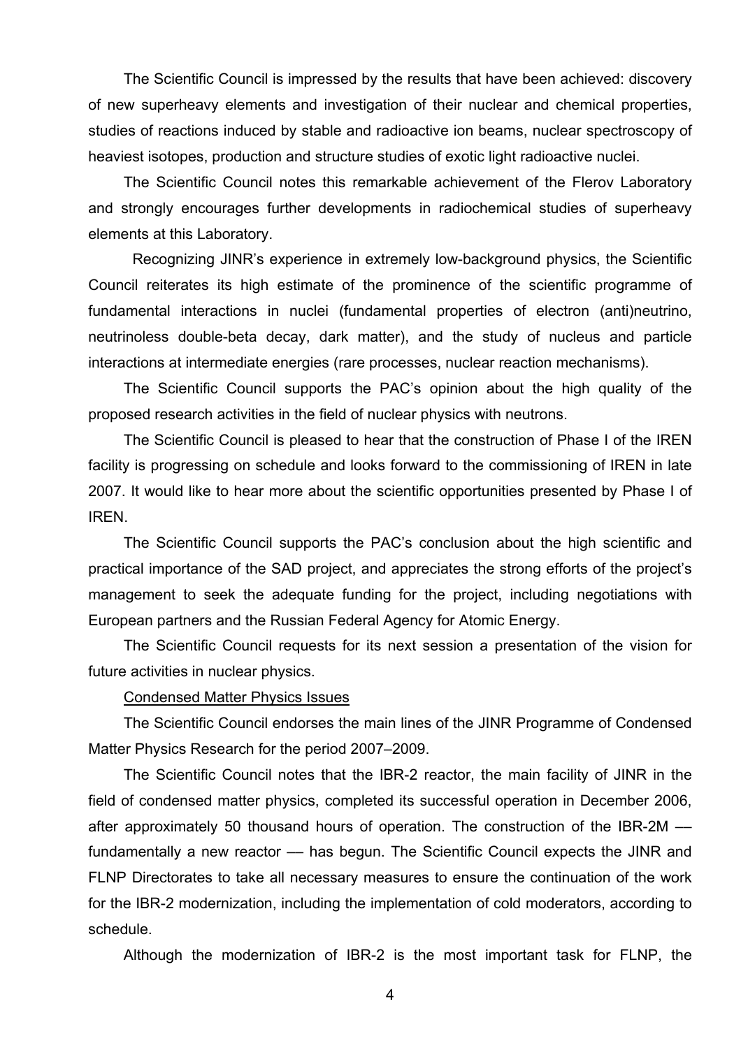The Scientific Council is impressed by the results that have been achieved: discovery of new superheavy elements and investigation of their nuclear and chemical properties, studies of reactions induced by stable and radioactive ion beams, nuclear spectroscopy of heaviest isotopes, production and structure studies of exotic light radioactive nuclei.

The Scientific Council notes this remarkable achievement of the Flerov Laboratory and strongly encourages further developments in radiochemical studies of superheavy elements at this Laboratory.

Recognizing JINR's experience in extremely low-background physics, the Scientific Council reiterates its high estimate of the prominence of the scientific programme of fundamental interactions in nuclei (fundamental properties of electron (anti)neutrino, neutrinoless double-beta decay, dark matter), and the study of nucleus and particle interactions at intermediate energies (rare processes, nuclear reaction mechanisms).

The Scientific Council supports the PAC's opinion about the high quality of the proposed research activities in the field of nuclear physics with neutrons.

The Scientific Council is pleased to hear that the construction of Phase I of the IREN facility is progressing on schedule and looks forward to the commissioning of IREN in late 2007. It would like to hear more about the scientific opportunities presented by Phase I of IREN.

The Scientific Council supports the PAC's conclusion about the high scientific and practical importance of the SAD project, and appreciates the strong efforts of the project's management to seek the adequate funding for the project, including negotiations with European partners and the Russian Federal Agency for Atomic Energy.

The Scientific Council requests for its next session a presentation of the vision for future activities in nuclear physics.

Condensed Matter Physics Issues

The Scientific Council endorses the main lines of the JINR Programme of Condensed Matter Physics Research for the period 2007–2009.

The Scientific Council notes that the IBR-2 reactor, the main facility of JINR in the field of condensed matter physics, completed its successful operation in December 2006, after approximately 50 thousand hours of operation. The construction of the IBR-2M — fundamentally a new reactor — has begun. The Scientific Council expects the JINR and FLNP Directorates to take all necessary measures to ensure the continuation of the work for the IBR-2 modernization, including the implementation of cold moderators, according to schedule.

Although the modernization of IBR-2 is the most important task for FLNP, the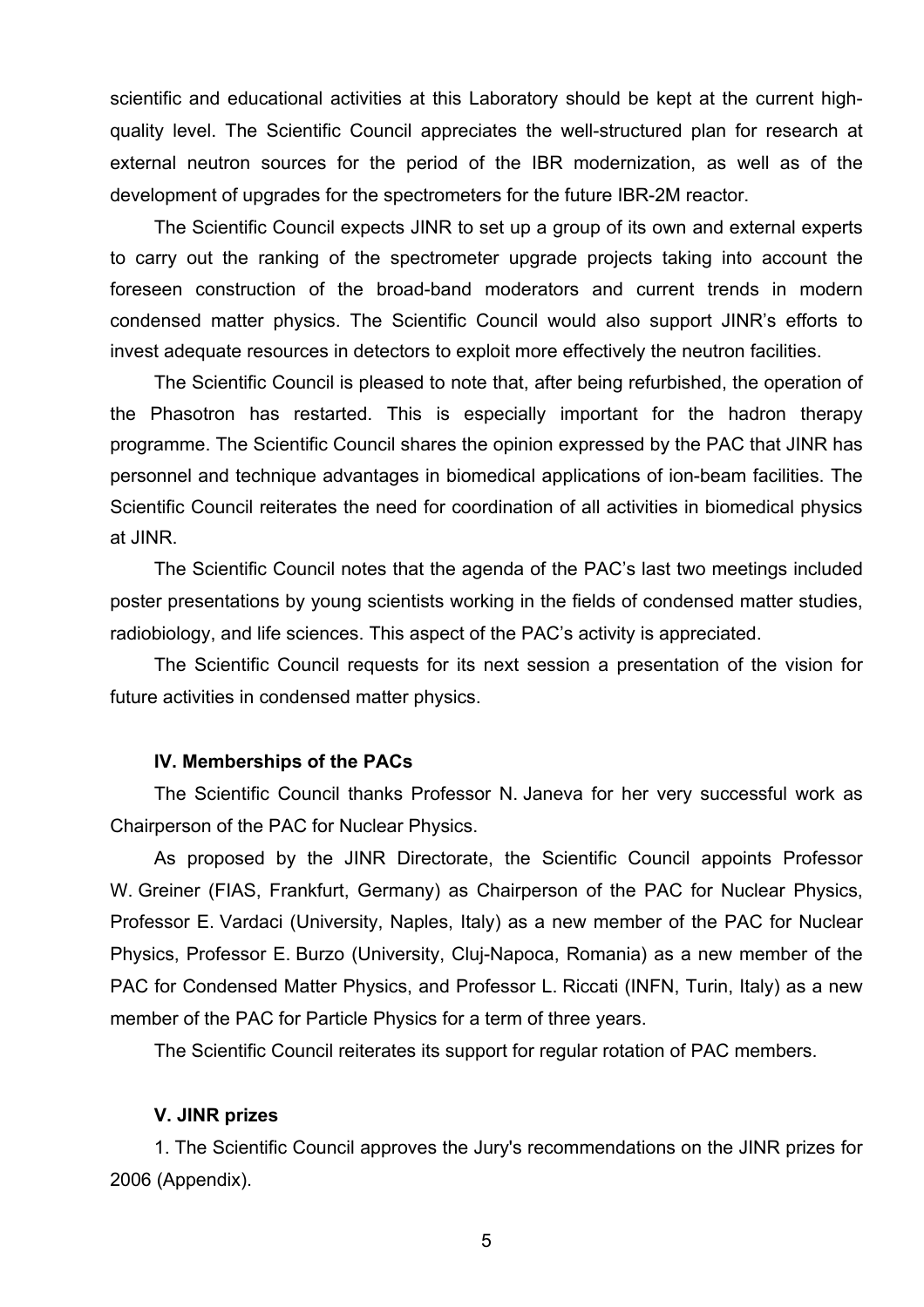scientific and educational activities at this Laboratory should be kept at the current high-quality level. The Scientific Council appreciates the well-structured plan for research at external neutron sources for the period of the IBR modernization, as well as of the development of upgrades for the spectrometers for the future IBR-2M reactor.

The Scientific Council expects JINR to set up a group of its own and external experts to carry out the ranking of the spectrometer upgrade projects taking into account the foreseen construction of the broad-band moderators and current trends in modern condensed matter physics. The Scientific Council would also support JINR's efforts to invest adequate resources in detectors to exploit more effectively the neutron facilities.

The Scientific Council is pleased to note that, after being refurbished, the operation of the Phasotron has restarted. This is especially important for the hadron therapy programme. The Scientific Council shares the opinion expressed by the PAC that JINR has personnel and technique advantages in biomedical applications of ion-beam facilities. The Scientific Council reiterates the need for coordination of all activities in biomedical physics at JINR.

The Scientific Council notes that the agenda of the PAC's last two meetings included poster presentations by young scientists working in the fields of condensed matter studies, radiobiology, and life sciences. This aspect of the PAC's activity is appreciated.

The Scientific Council requests for its next session a presentation of the vision for future activities in condensed matter physics.

### IV. Memberships of the PACs

The Scientific Council thanks Professor N. Janeva for her very successful work as Chairperson of the PAC for Nuclear Physics.

As proposed by the JINR Directorate, the Scientific Council appoints Professor W. Greiner (FIAS, Frankfurt, Germany) as Chairperson of the PAC for Nuclear Physics, Professor E. Vardaci (University, Naples, Italy) as a new member of the PAC for Nuclear Physics, Professor E. Burzo (University, Cluj-Napoca, Romania) as a new member of the PAC for Condensed Matter Physics, and Professor L. Riccati (INFN, Turin, Italy) as a new member of the PAC for Particle Physics for a term of three years.

The Scientific Council reiterates its support for regular rotation of PAC members.

### V. JINR prizes

1. The Scientific Council approves the Jury's recommendations on the JINR prizes for 2006 (Appendix).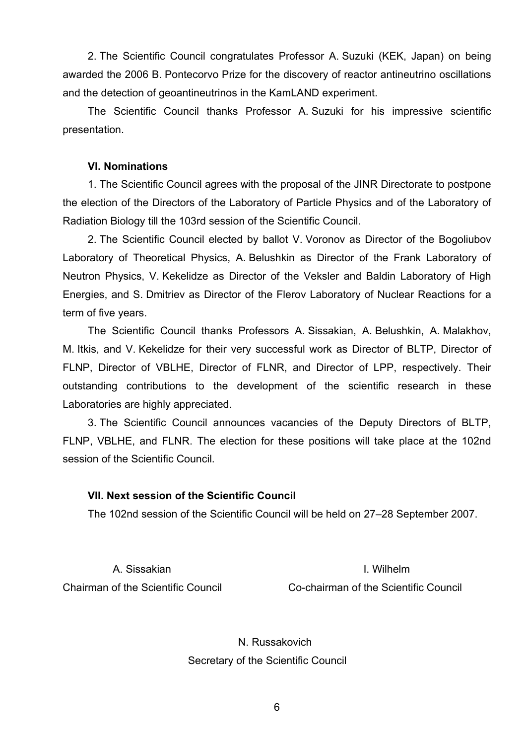2. The Scientific Council congratulates Professor A. Suzuki (KEK, Japan) on being awarded the 2006 B. Pontecorvo Prize for the discovery of reactor antineutrino oscillations and the detection of geoantineutrinos in the KamLAND experiment.

The Scientific Council thanks Professor A. Suzuki for his impressive scientific presentation.

### VI. Nominations

1. The Scientific Council agrees with the proposal of the JINR Directorate to postpone the election of the Directors of the Laboratory of Particle Physics and of the Laboratory of Radiation Biology till the 103rd session of the Scientific Council.

2. The Scientific Council elected by ballot V. Voronov as Director of the Bogoliubov Laboratory of Theoretical Physics, A. Belushkin as Director of the Frank Laboratory of Neutron Physics, V. Kekelidze as Director of the Veksler and Baldin Laboratory of High Energies, and S. Dmitriev as Director of the Flerov Laboratory of Nuclear Reactions for a term of five years.

The Scientific Council thanks Professors A. Sissakian, A. Belushkin, A. Malakhov, M. Itkis, and V. Kekelidze for their very successful work as Director of BLTP, Director of FLNP, Director of VBLHE, Director of FLNR, and Director of LPP, respectively. Their outstanding contributions to the development of the scientific research in these Laboratories are highly appreciated.

3. The Scientific Council announces vacancies of the Deputy Directors of BLTP, FLNP, VBLHE, and FLNR. The election for these positions will take place at the 102nd session of the Scientific Council.

### VII. Next session of the Scientific Council

The 102nd session of the Scientific Council will be held on 27–28 September 2007.

A. Sissakian
Chairman of the Scientific Council

I. Wilhelm
Co-chairman of the Scientific Council

N. Russakovich
Secretary of the Scientific Council